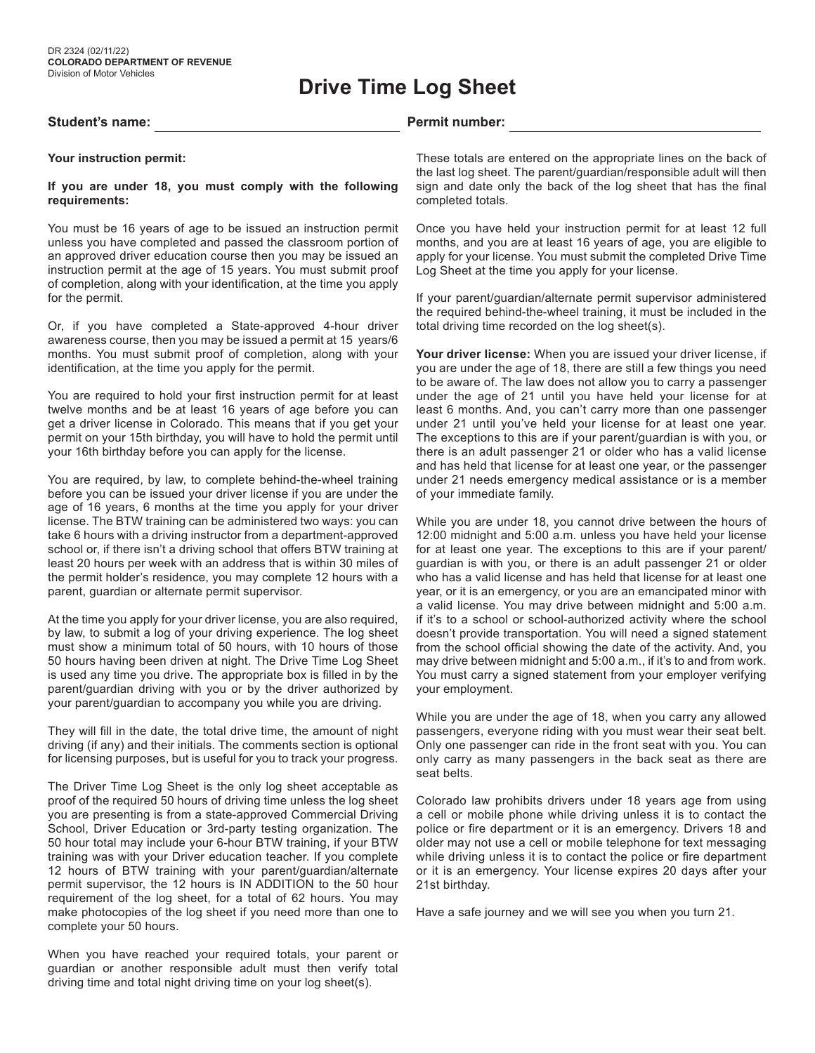DR 2324 (02/11/22)
**COLORADO DEPARTMENT OF REVENUE**
Division of Motor Vehicles

# Drive Time Log Sheet

**Student's name:** ______________________________ **Permit number:** ______________________________

**Your instruction permit:**

**If you are under 18, you must comply with the following requirements:**

You must be 16 years of age to be issued an instruction permit unless you have completed and passed the classroom portion of an approved driver education course then you may be issued an instruction permit at the age of 15 years. You must submit proof of completion, along with your identification, at the time you apply for the permit.

Or, if you have completed a State-approved 4-hour driver awareness course, then you may be issued a permit at 15 years/6 months. You must submit proof of completion, along with your identification, at the time you apply for the permit.

You are required to hold your first instruction permit for at least twelve months and be at least 16 years of age before you can get a driver license in Colorado. This means that if you get your permit on your 15th birthday, you will have to hold the permit until your 16th birthday before you can apply for the license.

You are required, by law, to complete behind-the-wheel training before you can be issued your driver license if you are under the age of 16 years, 6 months at the time you apply for your driver license. The BTW training can be administered two ways: you can take 6 hours with a driving instructor from a department-approved school or, if there isn't a driving school that offers BTW training at least 20 hours per week with an address that is within 30 miles of the permit holder's residence, you may complete 12 hours with a parent, guardian or alternate permit supervisor.

At the time you apply for your driver license, you are also required, by law, to submit a log of your driving experience. The log sheet must show a minimum total of 50 hours, with 10 hours of those 50 hours having been driven at night. The Drive Time Log Sheet is used any time you drive. The appropriate box is filled in by the parent/guardian driving with you or by the driver authorized by your parent/guardian to accompany you while you are driving.

They will fill in the date, the total drive time, the amount of night driving (if any) and their initials. The comments section is optional for licensing purposes, but is useful for you to track your progress.

The Driver Time Log Sheet is the only log sheet acceptable as proof of the required 50 hours of driving time unless the log sheet you are presenting is from a state-approved Commercial Driving School, Driver Education or 3rd-party testing organization. The 50 hour total may include your 6-hour BTW training, if your BTW training was with your Driver education teacher. If you complete 12 hours of BTW training with your parent/guardian/alternate permit supervisor, the 12 hours is IN ADDITION to the 50 hour requirement of the log sheet, for a total of 62 hours. You may make photocopies of the log sheet if you need more than one to complete your 50 hours.

When you have reached your required totals, your parent or guardian or another responsible adult must then verify total driving time and total night driving time on your log sheet(s).

These totals are entered on the appropriate lines on the back of the last log sheet. The parent/guardian/responsible adult will then sign and date only the back of the log sheet that has the final completed totals.

Once you have held your instruction permit for at least 12 full months, and you are at least 16 years of age, you are eligible to apply for your license. You must submit the completed Drive Time Log Sheet at the time you apply for your license.

If your parent/guardian/alternate permit supervisor administered the required behind-the-wheel training, it must be included in the total driving time recorded on the log sheet(s).

**Your driver license:** When you are issued your driver license, if you are under the age of 18, there are still a few things you need to be aware of. The law does not allow you to carry a passenger under the age of 21 until you have held your license for at least 6 months. And, you can't carry more than one passenger under 21 until you've held your license for at least one year. The exceptions to this are if your parent/guardian is with you, or there is an adult passenger 21 or older who has a valid license and has held that license for at least one year, or the passenger under 21 needs emergency medical assistance or is a member of your immediate family.

While you are under 18, you cannot drive between the hours of 12:00 midnight and 5:00 a.m. unless you have held your license for at least one year. The exceptions to this are if your parent/guardian is with you, or there is an adult passenger 21 or older who has a valid license and has held that license for at least one year, or it is an emergency, or you are an emancipated minor with a valid license. You may drive between midnight and 5:00 a.m. if it's to a school or school-authorized activity where the school doesn't provide transportation. You will need a signed statement from the school official showing the date of the activity. And, you may drive between midnight and 5:00 a.m., if it's to and from work. You must carry a signed statement from your employer verifying your employment.

While you are under the age of 18, when you carry any allowed passengers, everyone riding with you must wear their seat belt. Only one passenger can ride in the front seat with you. You can only carry as many passengers in the back seat as there are seat belts.

Colorado law prohibits drivers under 18 years age from using a cell or mobile phone while driving unless it is to contact the police or fire department or it is an emergency. Drivers 18 and older may not use a cell or mobile telephone for text messaging while driving unless it is to contact the police or fire department or it is an emergency. Your license expires 20 days after your 21st birthday.

Have a safe journey and we will see you when you turn 21.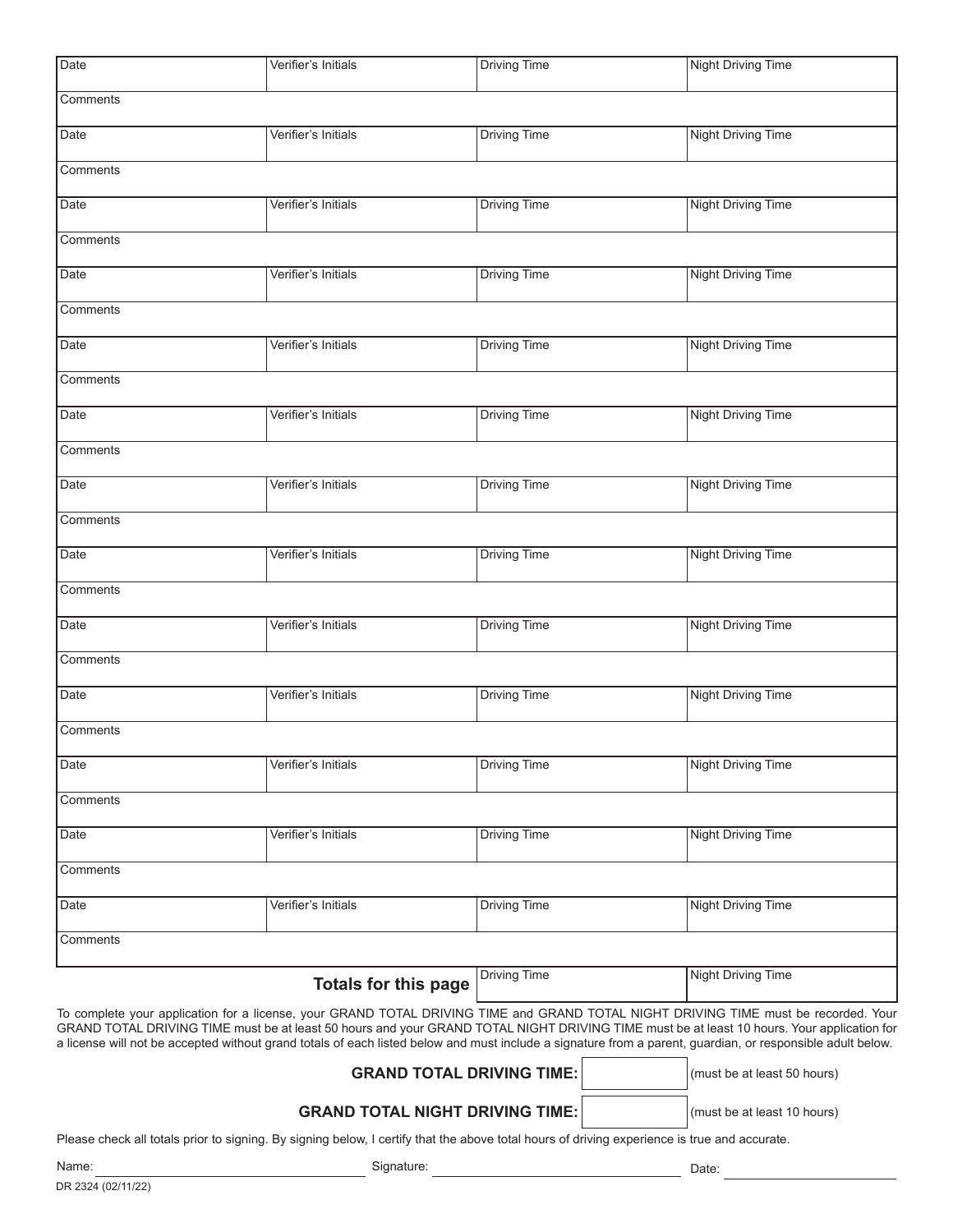| | | | |
|---|---|---|---|
| Date | Verifier's Initials | Driving Time | Night Driving Time |
| Comments | | | |
| Date | Verifier's Initials | Driving Time | Night Driving Time |
| Comments | | | |
| Date | Verifier's Initials | Driving Time | Night Driving Time |
| Comments | | | |
| Date | Verifier's Initials | Driving Time | Night Driving Time |
| Comments | | | |
| Date | Verifier's Initials | Driving Time | Night Driving Time |
| Comments | | | |
| Date | Verifier's Initials | Driving Time | Night Driving Time |
| Comments | | | |
| Date | Verifier's Initials | Driving Time | Night Driving Time |
| Comments | | | |
| Date | Verifier's Initials | Driving Time | Night Driving Time |
| Comments | | | |
| Date | Verifier's Initials | Driving Time | Night Driving Time |
| Comments | | | |
| Date | Verifier's Initials | Driving Time | Night Driving Time |
| Comments | | | |
| Date | Verifier's Initials | Driving Time | Night Driving Time |
| Comments | | | |
| Date | Verifier's Initials | Driving Time | Night Driving Time |
| Comments | | | |
| Date | Verifier's Initials | Driving Time | Night Driving Time |
| Comments | | | |
| | **Totals for this page** | Driving Time | Night Driving Time |

To complete your application for a license, your GRAND TOTAL DRIVING TIME and GRAND TOTAL NIGHT DRIVING TIME must be recorded. Your GRAND TOTAL DRIVING TIME must be at least 50 hours and your GRAND TOTAL NIGHT DRIVING TIME must be at least 10 hours. Your application for a license will not be accepted without grand totals of each listed below and must include a signature from a parent, guardian, or responsible adult below.

| | | |
|---|---|---|
| **GRAND TOTAL DRIVING TIME:** | | (must be at least 50 hours) |
| **GRAND TOTAL NIGHT DRIVING TIME:** | | (must be at least 10 hours) |

Please check all totals prior to signing. By signing below, I certify that the above total hours of driving experience is true and accurate.

Name: ______________________ Signature: ______________________ Date: ______________________

DR 2324 (02/11/22)